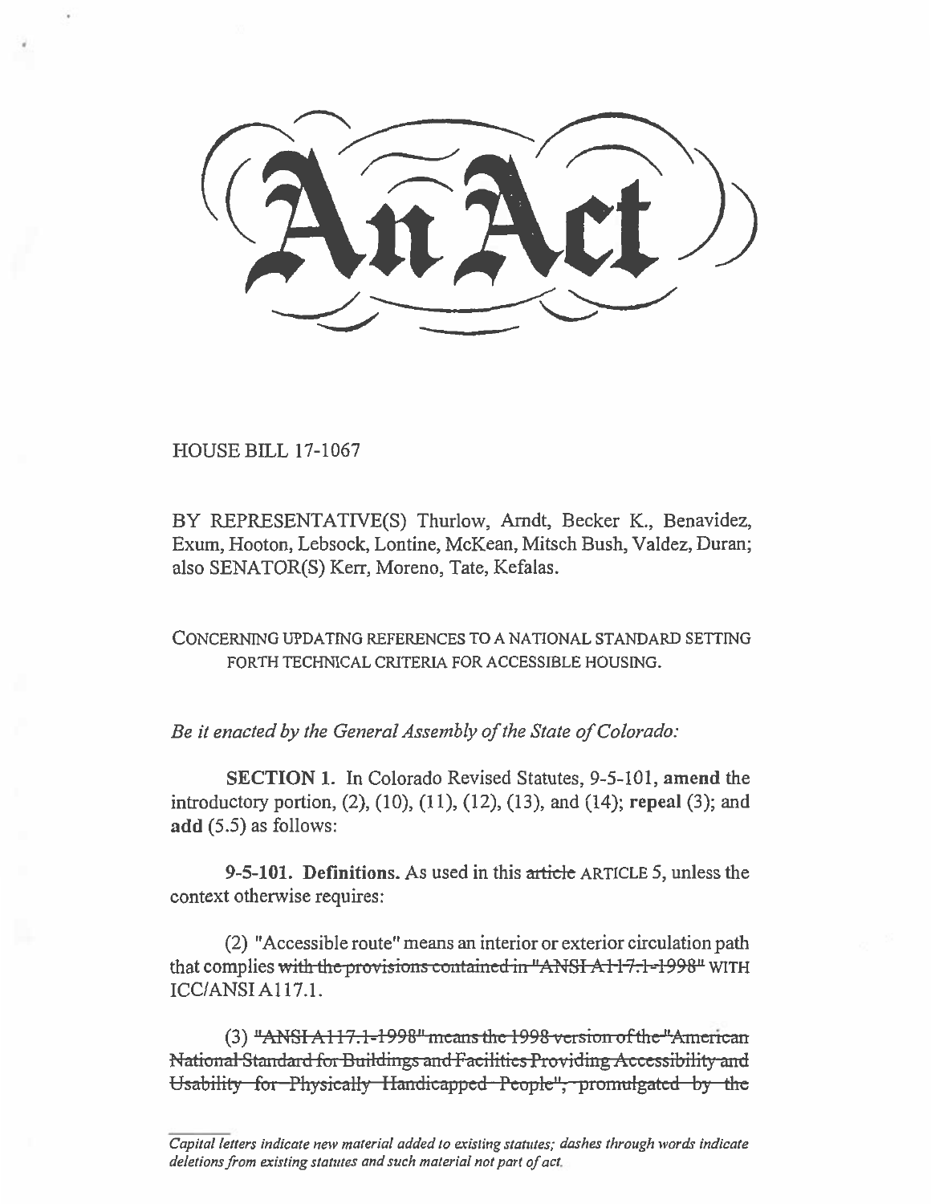# An Act

HOUSE BILL 17-1067

BY REPRESENTATIVE(S) Thurlow, Arndt, Becker K., Benavidez, Exum, Hooton, Lebsock, Lontine, McKean, Mitsch Bush, Valdez, Duran; also SENATOR(S) Kerr, Moreno, Tate, Kefalas.

CONCERNING UPDATING REFERENCES TO A NATIONAL STANDARD SETTING FORTH TECHNICAL CRITERIA FOR ACCESSIBLE HOUSING.

*Be it enacted by the General Assembly of the State of Colorado:*

**SECTION 1.** In Colorado Revised Statutes, 9-5-101, **amend** the introductory portion, (2), (10), (11), (12), (13), and (14); **repeal** (3); and **add** (5.5) as follows:

**9-5-101. Definitions.** As used in this ~~article~~ ARTICLE 5, unless the context otherwise requires:

(2) "Accessible route" means an interior or exterior circulation path that complies ~~with the provisions contained in "ANSI A117.1-1998"~~ WITH ICC/ANSI A117.1.

(3) ~~"ANSI A117.1-1998" means the 1998 version of the "American National Standard for Buildings and Facilities Providing Accessibility and Usability for Physically Handicapped People", promulgated by the~~

*Capital letters indicate new material added to existing statutes; dashes through words indicate deletions from existing statutes and such material not part of act.*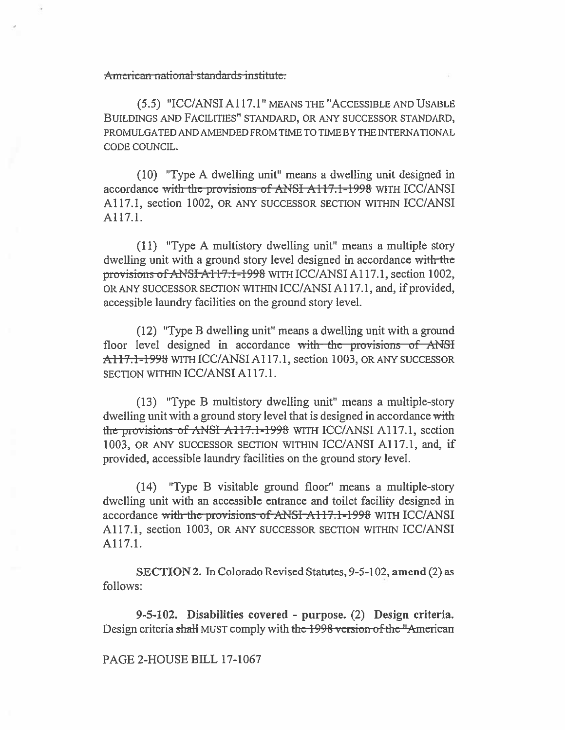~~American national standards institute.~~

(5.5) "ICC/ANSI A117.1" MEANS THE "ACCESSIBLE AND USABLE BUILDINGS AND FACILITIES" STANDARD, OR ANY SUCCESSOR STANDARD, PROMULGATED AND AMENDED FROM TIME TO TIME BY THE INTERNATIONAL CODE COUNCIL.

(10) "Type A dwelling unit" means a dwelling unit designed in accordance ~~with the provisions of ANSI A117.1-1998~~ WITH ICC/ANSI A117.1, section 1002, OR ANY SUCCESSOR SECTION WITHIN ICC/ANSI A117.1.

(11) "Type A multistory dwelling unit" means a multiple story dwelling unit with a ground story level designed in accordance ~~with the provisions of ANSI A117.1-1998~~ WITH ICC/ANSI A117.1, section 1002, OR ANY SUCCESSOR SECTION WITHIN ICC/ANSI A117.1, and, if provided, accessible laundry facilities on the ground story level.

(12) "Type B dwelling unit" means a dwelling unit with a ground floor level designed in accordance ~~with the provisions of ANSI A117.1-1998~~ WITH ICC/ANSI A117.1, section 1003, OR ANY SUCCESSOR SECTION WITHIN ICC/ANSI A117.1.

(13) "Type B multistory dwelling unit" means a multiple-story dwelling unit with a ground story level that is designed in accordance ~~with the provisions of ANSI A117.1-1998~~ WITH ICC/ANSI A117.1, section 1003, OR ANY SUCCESSOR SECTION WITHIN ICC/ANSI A117.1, and, if provided, accessible laundry facilities on the ground story level.

(14) "Type B visitable ground floor" means a multiple-story dwelling unit with an accessible entrance and toilet facility designed in accordance ~~with the provisions of ANSI A117.1-1998~~ WITH ICC/ANSI A117.1, section 1003, OR ANY SUCCESSOR SECTION WITHIN ICC/ANSI A117.1.

**SECTION 2.** In Colorado Revised Statutes, 9-5-102, **amend** (2) as follows:

**9-5-102. Disabilities covered - purpose.** (2) **Design criteria.** Design criteria ~~shall~~ MUST comply with ~~the 1998 version of the "American~~

PAGE 2-HOUSE BILL 17-1067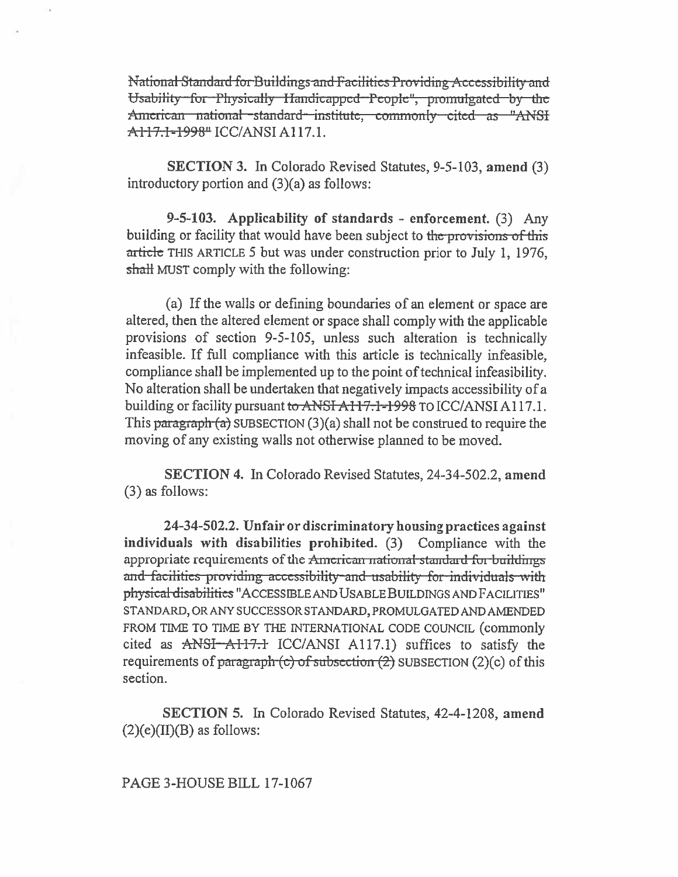~~National Standard for Buildings and Facilities Providing Accessibility and Usability for Physically Handicapped People", promulgated by the American national standard institute, commonly cited as "ANSI A117.1-1998"~~ ICC/ANSI A117.1.

**SECTION 3.** In Colorado Revised Statutes, 9-5-103, **amend** (3) introductory portion and (3)(a) as follows:

**9-5-103. Applicability of standards - enforcement.** (3) Any building or facility that would have been subject to ~~the provisions of this article~~ THIS ARTICLE 5 but was under construction prior to July 1, 1976, ~~shall~~ MUST comply with the following:

(a) If the walls or defining boundaries of an element or space are altered, then the altered element or space shall comply with the applicable provisions of section 9-5-105, unless such alteration is technically infeasible. If full compliance with this article is technically infeasible, compliance shall be implemented up to the point of technical infeasibility. No alteration shall be undertaken that negatively impacts accessibility of a building or facility pursuant ~~to ANSI A117.1-1998~~ TO ICC/ANSI A117.1. This ~~paragraph (a)~~ SUBSECTION (3)(a) shall not be construed to require the moving of any existing walls not otherwise planned to be moved.

**SECTION 4.** In Colorado Revised Statutes, 24-34-502.2, **amend** (3) as follows:

**24-34-502.2. Unfair or discriminatory housing practices against individuals with disabilities prohibited.** (3) Compliance with the appropriate requirements of the ~~American national standard for buildings and facilities providing accessibility and usability for individuals with physical disabilities~~ "ACCESSIBLE AND USABLE BUILDINGS AND FACILITIES" STANDARD, OR ANY SUCCESSOR STANDARD, PROMULGATED AND AMENDED FROM TIME TO TIME BY THE INTERNATIONAL CODE COUNCIL (commonly cited as ~~ANSI A117.1~~ ICC/ANSI A117.1) suffices to satisfy the requirements of ~~paragraph (c) of subsection (2)~~ SUBSECTION (2)(c) of this section.

**SECTION 5.** In Colorado Revised Statutes, 42-4-1208, **amend** (2)(e)(II)(B) as follows: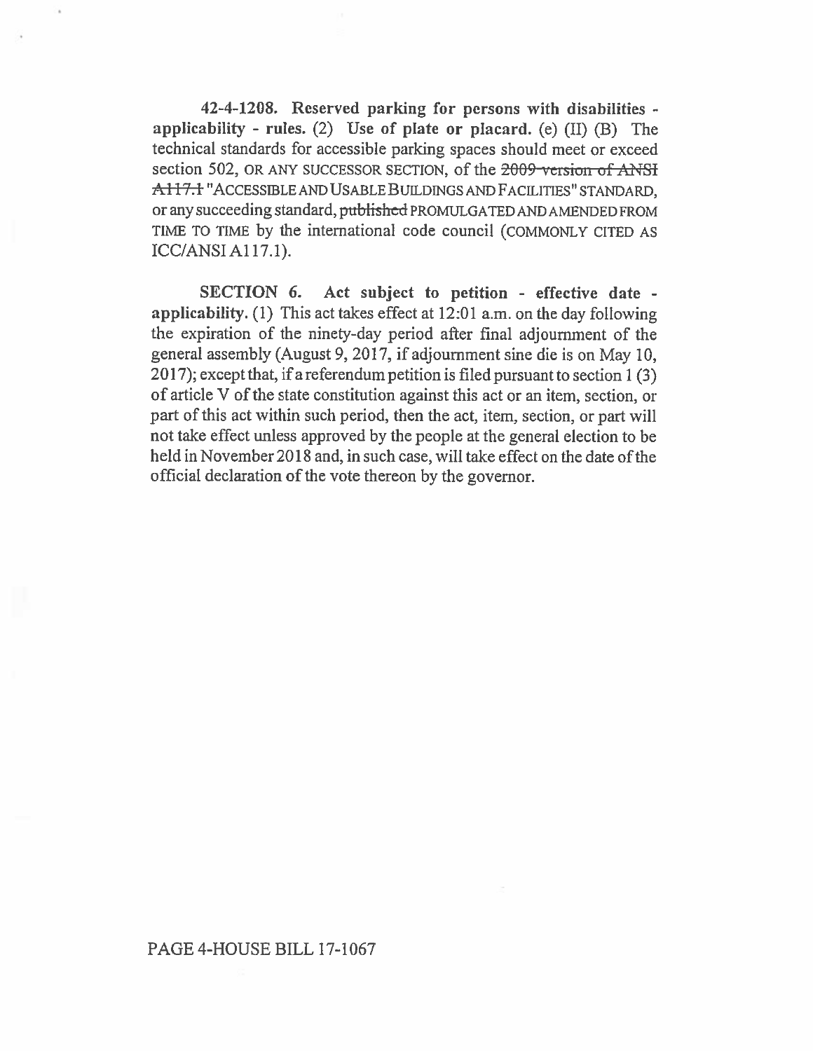**42-4-1208. Reserved parking for persons with disabilities - applicability - rules.** (2) **Use of plate or placard.** (e) (II) (B) The technical standards for accessible parking spaces should meet or exceed section 502, OR ANY SUCCESSOR SECTION, of the ~~2009 version of ANSI A117.1~~ "ACCESSIBLE AND USABLE BUILDINGS AND FACILITIES" STANDARD, or any succeeding standard, ~~published~~ PROMULGATED AND AMENDED FROM TIME TO TIME by the international code council (COMMONLY CITED AS ICC/ANSI A117.1).

**SECTION 6. Act subject to petition - effective date - applicability.** (1) This act takes effect at 12:01 a.m. on the day following the expiration of the ninety-day period after final adjournment of the general assembly (August 9, 2017, if adjournment sine die is on May 10, 2017); except that, if a referendum petition is filed pursuant to section 1 (3) of article V of the state constitution against this act or an item, section, or part of this act within such period, then the act, item, section, or part will not take effect unless approved by the people at the general election to be held in November 2018 and, in such case, will take effect on the date of the official declaration of the vote thereon by the governor.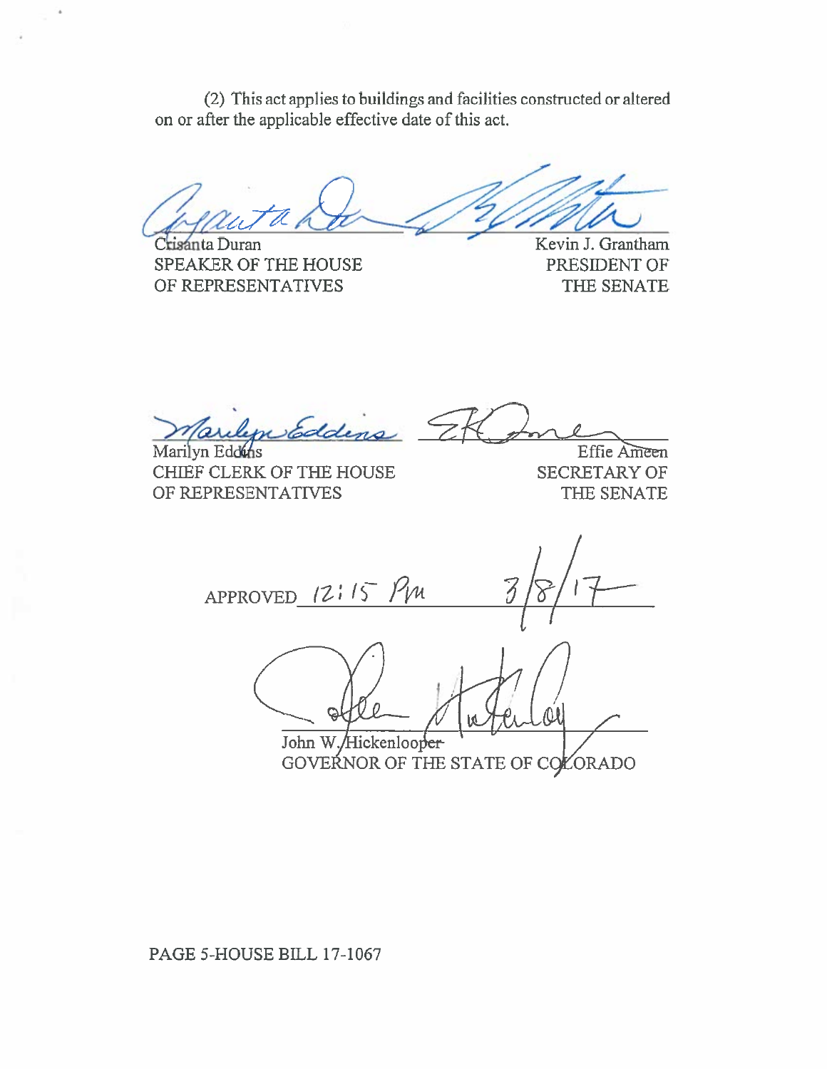(2) This act applies to buildings and facilities constructed or altered on or after the applicable effective date of this act.

Crisanta Duran
SPEAKER OF THE HOUSE
OF REPRESENTATIVES

Kevin J. Grantham
PRESIDENT OF
THE SENATE

Marilyn Eddins
CHIEF CLERK OF THE HOUSE
OF REPRESENTATIVES

Effie Ameen
SECRETARY OF
THE SENATE

APPROVED 12:15 PM 3/8/17

John W. Hickenlooper
GOVERNOR OF THE STATE OF COLORADO

PAGE 5-HOUSE BILL 17-1067